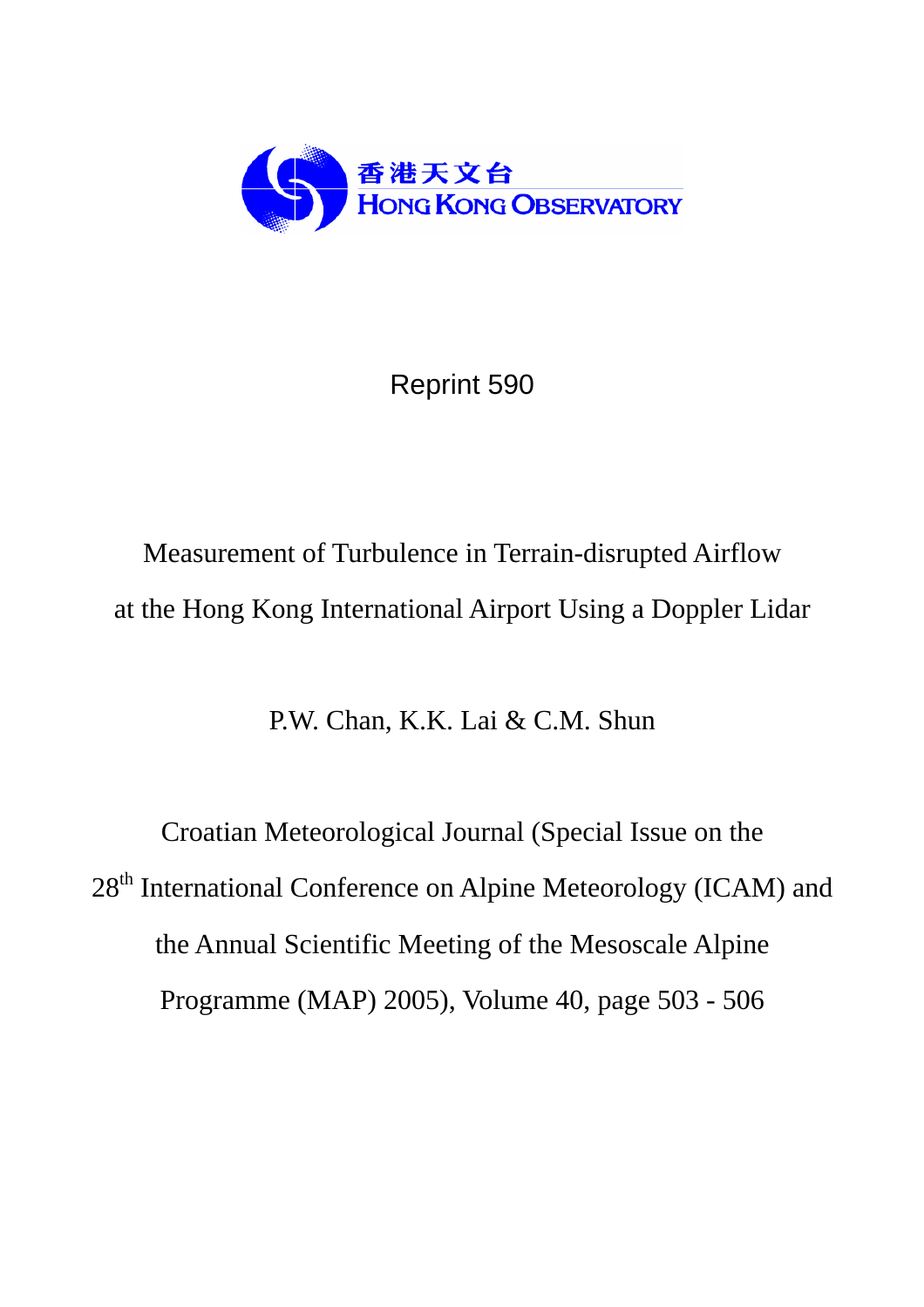香港天文台
HONG KONG OBSERVATORY

Reprint 590

# Measurement of Turbulence in Terrain-disrupted Airflow at the Hong Kong International Airport Using a Doppler Lidar

P.W. Chan, K.K. Lai & C.M. Shun

Croatian Meteorological Journal (Special Issue on the 28th International Conference on Alpine Meteorology (ICAM) and the Annual Scientific Meeting of the Mesoscale Alpine Programme (MAP) 2005), Volume 40, page 503 - 506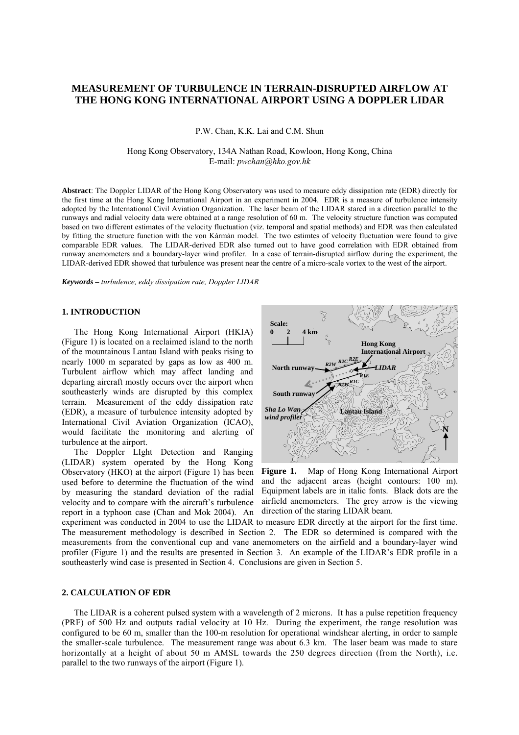# MEASUREMENT OF TURBULENCE IN TERRAIN-DISRUPTED AIRFLOW AT THE HONG KONG INTERNATIONAL AIRPORT USING A DOPPLER LIDAR

P.W. Chan, K.K. Lai and C.M. Shun

Hong Kong Observatory, 134A Nathan Road, Kowloon, Hong Kong, China
E-mail: *pwchan@hko.gov.hk*

**Abstract**: The Doppler LIDAR of the Hong Kong Observatory was used to measure eddy dissipation rate (EDR) directly for the first time at the Hong Kong International Airport in an experiment in 2004. EDR is a measure of turbulence intensity adopted by the International Civil Aviation Organization. The laser beam of the LIDAR stared in a direction parallel to the runways and radial velocity data were obtained at a range resolution of 60 m. The velocity structure function was computed based on two different estimates of the velocity fluctuation (viz. temporal and spatial methods) and EDR was then calculated by fitting the structure function with the von Kármán model. The two estimtes of velocity fluctuation were found to give comparable EDR values. The LIDAR-derived EDR also turned out to have good correlation with EDR obtained from runway anemometers and a boundary-layer wind profiler. In a case of terrain-disrupted airflow during the experiment, the LIDAR-derived EDR showed that turbulence was present near the centre of a micro-scale vortex to the west of the airport.

***Keywords** – turbulence, eddy dissipation rate, Doppler LIDAR*

## 1. INTRODUCTION

The Hong Kong International Airport (HKIA) (Figure 1) is located on a reclaimed island to the north of the mountainous Lantau Island with peaks rising to nearly 1000 m separated by gaps as low as 400 m. Turbulent airflow which may affect landing and departing aircraft mostly occurs over the airport when southeasterly winds are disrupted by this complex terrain. Measurement of the eddy dissipation rate (EDR), a measure of turbulence intensity adopted by International Civil Aviation Organization (ICAO), would facilitate the monitoring and alerting of turbulence at the airport.

The Doppler LIght Detection and Ranging (LIDAR) system operated by the Hong Kong Observatory (HKO) at the airport (Figure 1) has been used before to determine the fluctuation of the wind by measuring the standard deviation of the radial velocity and to compare with the aircraft's turbulence report in a typhoon case (Chan and Mok 2004). An experiment was conducted in 2004 to use the LIDAR to measure EDR directly at the airport for the first time. The measurement methodology is described in Section 2. The EDR so determined is compared with the measurements from the conventional cup and vane anemometers on the airfield and a boundary-layer wind profiler (Figure 1) and the results are presented in Section 3. An example of the LIDAR's EDR profile in a southeasterly wind case is presented in Section 4. Conclusions are given in Section 5.

**Figure 1.** Map of Hong Kong International Airport and the adjacent areas (height contours: 100 m). Equipment labels are in italic fonts. Black dots are the airfield anemometers. The grey arrow is the viewing direction of the staring LIDAR beam.

## 2. CALCULATION OF EDR

The LIDAR is a coherent pulsed system with a wavelength of 2 microns. It has a pulse repetition frequency (PRF) of 500 Hz and outputs radial velocity at 10 Hz. During the experiment, the range resolution was configured to be 60 m, smaller than the 100-m resolution for operational windshear alerting, in order to sample the smaller-scale turbulence. The measurement range was about 6.3 km. The laser beam was made to stare horizontally at a height of about 50 m AMSL towards the 250 degrees direction (from the North), i.e. parallel to the two runways of the airport (Figure 1).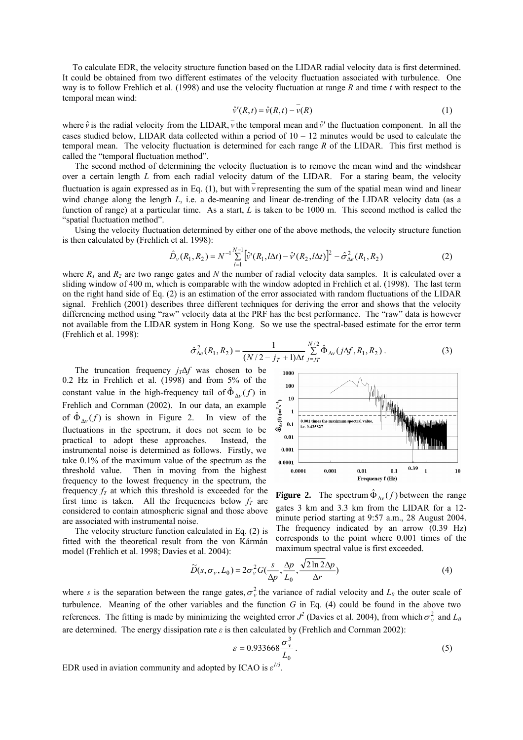To calculate EDR, the velocity structure function based on the LIDAR radial velocity data is first determined. It could be obtained from two different estimates of the velocity fluctuation associated with turbulence. One way is to follow Frehlich et al. (1998) and use the velocity fluctuation at range $R$ and time $t$ with respect to the temporal mean wind:

$$\hat{v}'(R,t) = \hat{v}(R,t) - \overline{v}(R) \tag{1}$$

where $\hat{v}$ is the radial velocity from the LIDAR, $\overline{v}$ the temporal mean and $\hat{v}'$ the fluctuation component. In all the cases studied below, LIDAR data collected within a period of 10 – 12 minutes would be used to calculate the temporal mean. The velocity fluctuation is determined for each range $R$ of the LIDAR. This first method is called the "temporal fluctuation method".

The second method of determining the velocity fluctuation is to remove the mean wind and the windshear over a certain length $L$ from each radial velocity datum of the LIDAR. For a staring beam, the velocity fluctuation is again expressed as in Eq. (1), but with $\overline{v}$ representing the sum of the spatial mean wind and linear wind change along the length $L$, i.e. a de-meaning and linear de-trending of the LIDAR velocity data (as a function of range) at a particular time. As a start, $L$ is taken to be 1000 m. This second method is called the "spatial fluctuation method".

Using the velocity fluctuation determined by either one of the above methods, the velocity structure function is then calculated by (Frehlich et al. 1998):

$$\hat{D}_v(R_1,R_2) = N^{-1}\sum_{l=1}^{N-1}\left[\hat{v}'(R_1,l\Delta t) - \hat{v}'(R_2,l\Delta t)\right]^2 - \hat{\sigma}^2_{\Delta e}(R_1,R_2) \tag{2}$$

where $R_1$ and $R_2$ are two range gates and $N$ the number of radial velocity data samples. It is calculated over a sliding window of 400 m, which is comparable with the window adopted in Frehlich et al. (1998). The last term on the right hand side of Eq. (2) is an estimation of the error associated with random fluctuations of the LIDAR signal. Frehlich (2001) describes three different techniques for deriving the error and shows that the velocity differencing method using "raw" velocity data at the PRF has the best performance. The "raw" data is however not available from the LIDAR system in Hong Kong. So we use the spectral-based estimate for the error term (Frehlich et al. 1998):

$$\hat{\sigma}^2_{\Delta e}(R_1,R_2) = \frac{1}{(N/2 - j_T + 1)\Delta t}\sum_{j=j_T}^{N/2}\hat{\Phi}_{\Delta v}(j\Delta f, R_1, R_2)\,. \tag{3}$$

The truncation frequency $j_T\Delta f$ was chosen to be 0.2 Hz in Frehlich et al. (1998) and from 5% of the constant value in the high-frequency tail of $\hat{\Phi}_{\Delta v}(f)$ in Frehlich and Cornman (2002). In our data, an example of $\hat{\Phi}_{\Delta v}(f)$ is shown in Figure 2. In view of the fluctuations in the spectrum, it does not seem to be practical to adopt these approaches. Instead, the instrumental noise is determined as follows. Firstly, we take 0.1% of the maximum value of the spectrum as the threshold value. Then in moving from the highest frequency to the lowest frequency in the spectrum, the frequency $f_T$ at which this threshold is exceeded for the first time is taken. All the frequencies below $f_T$ are considered to contain atmospheric signal and those above are associated with instrumental noise.

**Figure 2.** The spectrum $\hat{\Phi}_{\Delta v}(f)$ between the range gates 3 km and 3.3 km from the LIDAR for a 12-minute period starting at 9:57 a.m., 28 August 2004. The frequency indicated by an arrow (0.39 Hz) corresponds to the point where 0.001 times of the maximum spectral value is first exceeded.

The velocity structure function calculated in Eq. (2) is fitted with the theoretical result from the von Kármán model (Frehlich et al. 1998; Davies et al. 2004):

$$\widetilde{D}(s,\sigma_v,L_0) = 2\sigma_v^2 G\left(\frac{s}{\Delta p}, \frac{\Delta p}{L_0}, \frac{\sqrt{2\ln 2}\Delta p}{\Delta r}\right) \tag{4}$$

where $s$ is the separation between the range gates, $\sigma_v^2$ the variance of radial velocity and $L_0$ the outer scale of turbulence. Meaning of the other variables and the function $G$ in Eq. (4) could be found in the above two references. The fitting is made by minimizing the weighted error $J^2$ (Davies et al. 2004), from which $\sigma_v^2$ and $L_0$ are determined. The energy dissipation rate $\varepsilon$ is then calculated by (Frehlich and Cornman 2002):

$$\varepsilon = 0.933668\frac{\sigma_v^3}{L_0}\,. \tag{5}$$

EDR used in aviation community and adopted by ICAO is $\varepsilon^{1/3}$.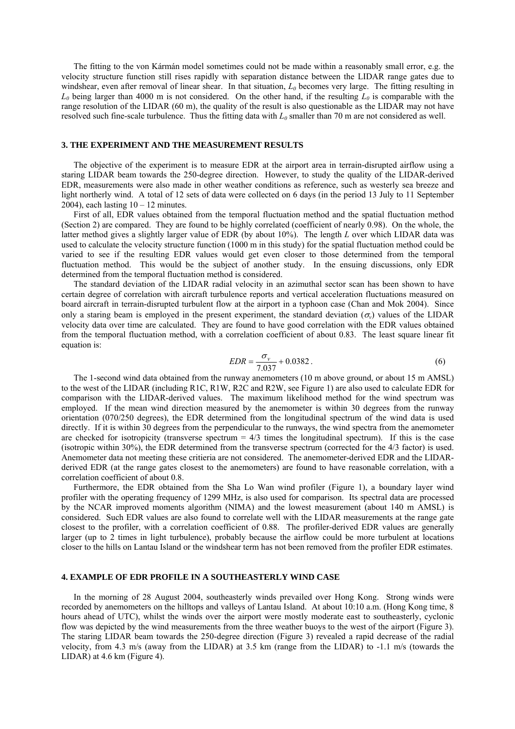The fitting to the von Kármán model sometimes could not be made within a reasonably small error, e.g. the velocity structure function still rises rapidly with separation distance between the LIDAR range gates due to windshear, even after removal of linear shear. In that situation, $L_0$ becomes very large. The fitting resulting in $L_0$ being larger than 4000 m is not considered. On the other hand, if the resulting $L_0$ is comparable with the range resolution of the LIDAR (60 m), the quality of the result is also questionable as the LIDAR may not have resolved such fine-scale turbulence. Thus the fitting data with $L_0$ smaller than 70 m are not considered as well.

## 3. THE EXPERIMENT AND THE MEASUREMENT RESULTS

The objective of the experiment is to measure EDR at the airport area in terrain-disrupted airflow using a staring LIDAR beam towards the 250-degree direction. However, to study the quality of the LIDAR-derived EDR, measurements were also made in other weather conditions as reference, such as westerly sea breeze and light northerly wind. A total of 12 sets of data were collected on 6 days (in the period 13 July to 11 September 2004), each lasting 10 – 12 minutes.

First of all, EDR values obtained from the temporal fluctuation method and the spatial fluctuation method (Section 2) are compared. They are found to be highly correlated (coefficient of nearly 0.98). On the whole, the latter method gives a slightly larger value of EDR (by about 10%). The length $L$ over which LIDAR data was used to calculate the velocity structure function (1000 m in this study) for the spatial fluctuation method could be varied to see if the resulting EDR values would get even closer to those determined from the temporal fluctuation method. This would be the subject of another study. In the ensuing discussions, only EDR determined from the temporal fluctuation method is considered.

The standard deviation of the LIDAR radial velocity in an azimuthal sector scan has been shown to have certain degree of correlation with aircraft turbulence reports and vertical acceleration fluctuations measured on board aircraft in terrain-disrupted turbulent flow at the airport in a typhoon case (Chan and Mok 2004). Since only a staring beam is employed in the present experiment, the standard deviation ($\sigma_v$) values of the LIDAR velocity data over time are calculated. They are found to have good correlation with the EDR values obtained from the temporal fluctuation method, with a correlation coefficient of about 0.83. The least square linear fit equation is:

$$EDR = \frac{\sigma_v}{7.037} + 0.0382 \,. \tag{6}$$

The 1-second wind data obtained from the runway anemometers (10 m above ground, or about 15 m AMSL) to the west of the LIDAR (including R1C, R1W, R2C and R2W, see Figure 1) are also used to calculate EDR for comparison with the LIDAR-derived values. The maximum likelihood method for the wind spectrum was employed. If the mean wind direction measured by the anemometer is within 30 degrees from the runway orientation (070/250 degrees), the EDR determined from the longitudinal spectrum of the wind data is used directly. If it is within 30 degrees from the perpendicular to the runways, the wind spectra from the anemometer are checked for isotropicity (transverse spectrum = 4/3 times the longitudinal spectrum). If this is the case (isotropic within 30%), the EDR determined from the transverse spectrum (corrected for the 4/3 factor) is used. Anemometer data not meeting these critieria are not considered. The anemometer-derived EDR and the LIDAR-derived EDR (at the range gates closest to the anemometers) are found to have reasonable correlation, with a correlation coefficient of about 0.8.

Furthermore, the EDR obtained from the Sha Lo Wan wind profiler (Figure 1), a boundary layer wind profiler with the operating frequency of 1299 MHz, is also used for comparison. Its spectral data are processed by the NCAR improved moments algorithm (NIMA) and the lowest measurement (about 140 m AMSL) is considered. Such EDR values are also found to correlate well with the LIDAR measurements at the range gate closest to the profiler, with a correlation coefficient of 0.88. The profiler-derived EDR values are generally larger (up to 2 times in light turbulence), probably because the airflow could be more turbulent at locations closer to the hills on Lantau Island or the windshear term has not been removed from the profiler EDR estimates.

## 4. EXAMPLE OF EDR PROFILE IN A SOUTHEASTERLY WIND CASE

In the morning of 28 August 2004, southeasterly winds prevailed over Hong Kong. Strong winds were recorded by anemometers on the hilltops and valleys of Lantau Island. At about 10:10 a.m. (Hong Kong time, 8 hours ahead of UTC), whilst the winds over the airport were mostly moderate east to southeasterly, cyclonic flow was depicted by the wind measurements from the three weather buoys to the west of the airport (Figure 3). The staring LIDAR beam towards the 250-degree direction (Figure 3) revealed a rapid decrease of the radial velocity, from 4.3 m/s (away from the LIDAR) at 3.5 km (range from the LIDAR) to -1.1 m/s (towards the LIDAR) at 4.6 km (Figure 4).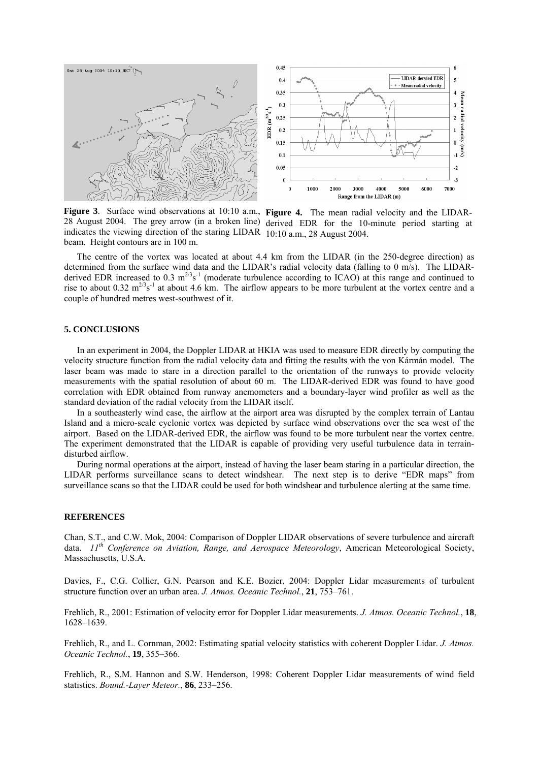Sat 28 Aug 2004 10:10 HKT

0.45
0.4
0.35
0.3
0.25
0.2
0.15
0.1
0.05
0

EDR ($m^{2/3}s^{-1}$)

6
5
4
3
2
1
0
-1
-2
-3

Mean radial velocity (m/s)

0 1000 2000 3000 4000 5000 6000 7000

Range from the LIDAR (m)

LIDAR-dervied EDR
Mean radial velocity

**Figure 3**. Surface wind observations at 10:10 a.m., 28 August 2004. The grey arrow (in a broken line) indicates the viewing direction of the staring LIDAR beam. Height contours are in 100 m.

**Figure 4.** The mean radial velocity and the LIDAR-derived EDR for the 10-minute period starting at 10:10 a.m., 28 August 2004.

The centre of the vortex was located at about 4.4 km from the LIDAR (in the 250-degree direction) as determined from the surface wind data and the LIDAR's radial velocity data (falling to 0 m/s). The LIDAR-derived EDR increased to 0.3 $m^{2/3}s^{-1}$ (moderate turbulence according to ICAO) at this range and continued to rise to about 0.32 $m^{2/3}s^{-1}$ at about 4.6 km. The airflow appears to be more turbulent at the vortex centre and a couple of hundred metres west-southwest of it.

## 5. CONCLUSIONS

In an experiment in 2004, the Doppler LIDAR at HKIA was used to measure EDR directly by computing the velocity structure function from the radial velocity data and fitting the results with the von Kármán model. The laser beam was made to stare in a direction parallel to the orientation of the runways to provide velocity measurements with the spatial resolution of about 60 m. The LIDAR-derived EDR was found to have good correlation with EDR obtained from runway anemometers and a boundary-layer wind profiler as well as the standard deviation of the radial velocity from the LIDAR itself.

In a southeasterly wind case, the airflow at the airport area was disrupted by the complex terrain of Lantau Island and a micro-scale cyclonic vortex was depicted by surface wind observations over the sea west of the airport. Based on the LIDAR-derived EDR, the airflow was found to be more turbulent near the vortex centre. The experiment demonstrated that the LIDAR is capable of providing very useful turbulence data in terrain-disturbed airflow.

During normal operations at the airport, instead of having the laser beam staring in a particular direction, the LIDAR performs surveillance scans to detect windshear. The next step is to derive "EDR maps" from surveillance scans so that the LIDAR could be used for both windshear and turbulence alerting at the same time.

## REFERENCES

Chan, S.T., and C.W. Mok, 2004: Comparison of Doppler LIDAR observations of severe turbulence and aircraft data. *11th Conference on Aviation, Range, and Aerospace Meteorology*, American Meteorological Society, Massachusetts, U.S.A.

Davies, F., C.G. Collier, G.N. Pearson and K.E. Bozier, 2004: Doppler Lidar measurements of turbulent structure function over an urban area. *J. Atmos. Oceanic Technol.*, **21**, 753–761.

Frehlich, R., 2001: Estimation of velocity error for Doppler Lidar measurements. *J. Atmos. Oceanic Technol.*, **18**, 1628–1639.

Frehlich, R., and L. Cornman, 2002: Estimating spatial velocity statistics with coherent Doppler Lidar. *J. Atmos. Oceanic Technol.*, **19**, 355–366.

Frehlich, R., S.M. Hannon and S.W. Henderson, 1998: Coherent Doppler Lidar measurements of wind field statistics. *Bound.-Layer Meteor.*, **86**, 233–256.